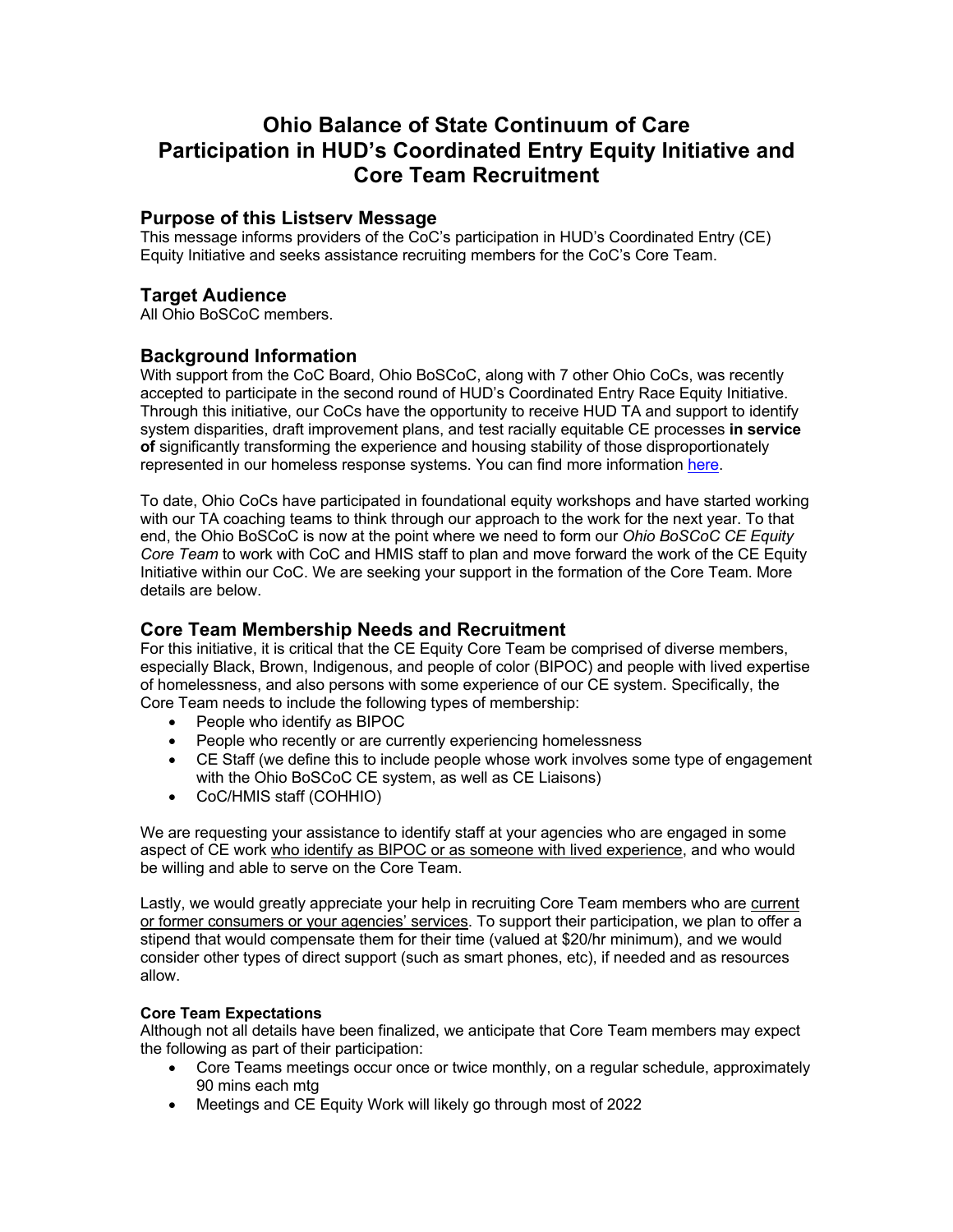# Ohio Balance of State Continuum of Care
# Participation in HUD's Coordinated Entry Equity Initiative and Core Team Recruitment

## Purpose of this Listserv Message

This message informs providers of the CoC's participation in HUD's Coordinated Entry (CE) Equity Initiative and seeks assistance recruiting members for the CoC's Core Team.

## Target Audience

All Ohio BoSCoC members.

## Background Information

With support from the CoC Board, Ohio BoSCoC, along with 7 other Ohio CoCs, was recently accepted to participate in the second round of HUD's Coordinated Entry Race Equity Initiative. Through this initiative, our CoCs have the opportunity to receive HUD TA and support to identify system disparities, draft improvement plans, and test racially equitable CE processes **in service of** significantly transforming the experience and housing stability of those disproportionately represented in our homeless response systems. You can find more information here.

To date, Ohio CoCs have participated in foundational equity workshops and have started working with our TA coaching teams to think through our approach to the work for the next year. To that end, the Ohio BoSCoC is now at the point where we need to form our *Ohio BoSCoC CE Equity Core Team* to work with CoC and HMIS staff to plan and move forward the work of the CE Equity Initiative within our CoC. We are seeking your support in the formation of the Core Team. More details are below.

## Core Team Membership Needs and Recruitment

For this initiative, it is critical that the CE Equity Core Team be comprised of diverse members, especially Black, Brown, Indigenous, and people of color (BIPOC) and people with lived expertise of homelessness, and also persons with some experience of our CE system. Specifically, the Core Team needs to include the following types of membership:

- People who identify as BIPOC
- People who recently or are currently experiencing homelessness
- CE Staff (we define this to include people whose work involves some type of engagement with the Ohio BoSCoC CE system, as well as CE Liaisons)
- CoC/HMIS staff (COHHIO)

We are requesting your assistance to identify staff at your agencies who are engaged in some aspect of CE work who identify as BIPOC or as someone with lived experience, and who would be willing and able to serve on the Core Team.

Lastly, we would greatly appreciate your help in recruiting Core Team members who are current or former consumers or your agencies' services. To support their participation, we plan to offer a stipend that would compensate them for their time (valued at $20/hr minimum), and we would consider other types of direct support (such as smart phones, etc), if needed and as resources allow.

#### Core Team Expectations

Although not all details have been finalized, we anticipate that Core Team members may expect the following as part of their participation:

- Core Teams meetings occur once or twice monthly, on a regular schedule, approximately 90 mins each mtg
- Meetings and CE Equity Work will likely go through most of 2022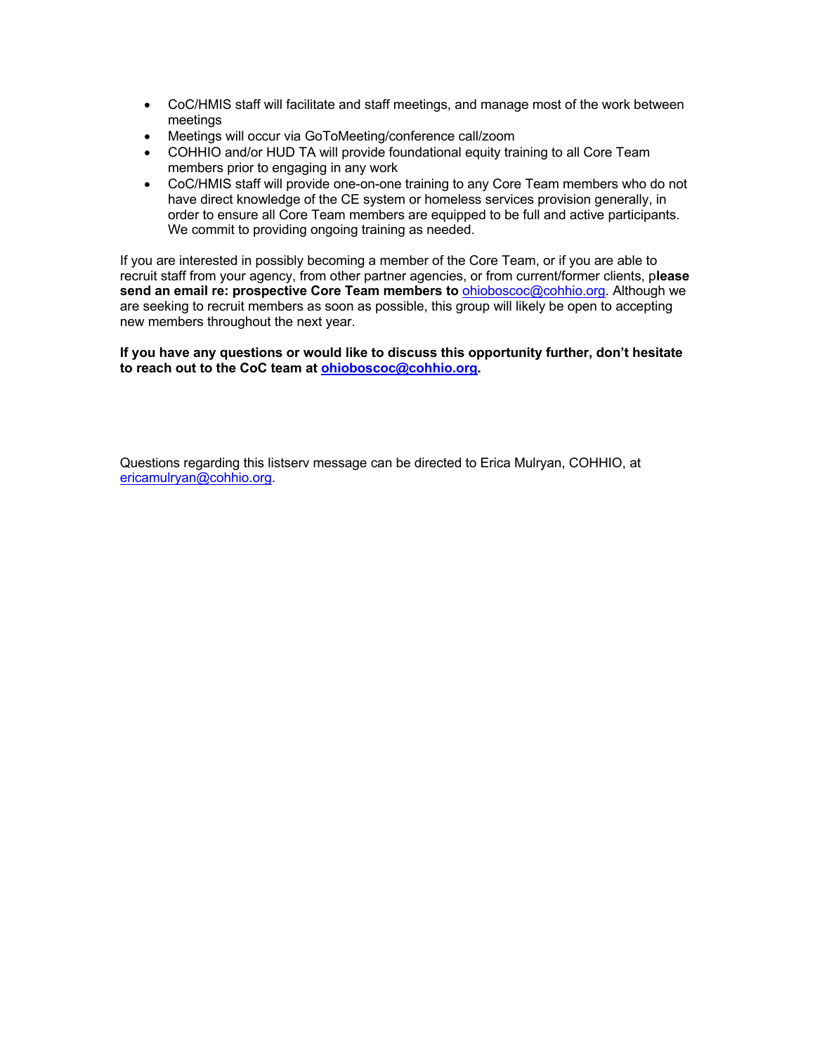- CoC/HMIS staff will facilitate and staff meetings, and manage most of the work between meetings
- Meetings will occur via GoToMeeting/conference call/zoom
- COHHIO and/or HUD TA will provide foundational equity training to all Core Team members prior to engaging in any work
- CoC/HMIS staff will provide one-on-one training to any Core Team members who do not have direct knowledge of the CE system or homeless services provision generally, in order to ensure all Core Team members are equipped to be full and active participants. We commit to providing ongoing training as needed.

If you are interested in possibly becoming a member of the Core Team, or if you are able to recruit staff from your agency, from other partner agencies, or from current/former clients, p**lease send an email re: prospective Core Team members to** ohioboscoc@cohhio.org. Although we are seeking to recruit members as soon as possible, this group will likely be open to accepting new members throughout the next year.

**If you have any questions or would like to discuss this opportunity further, don't hesitate to reach out to the CoC team at ohioboscoc@cohhio.org.**

Questions regarding this listserv message can be directed to Erica Mulryan, COHHIO, at ericamulryan@cohhio.org.